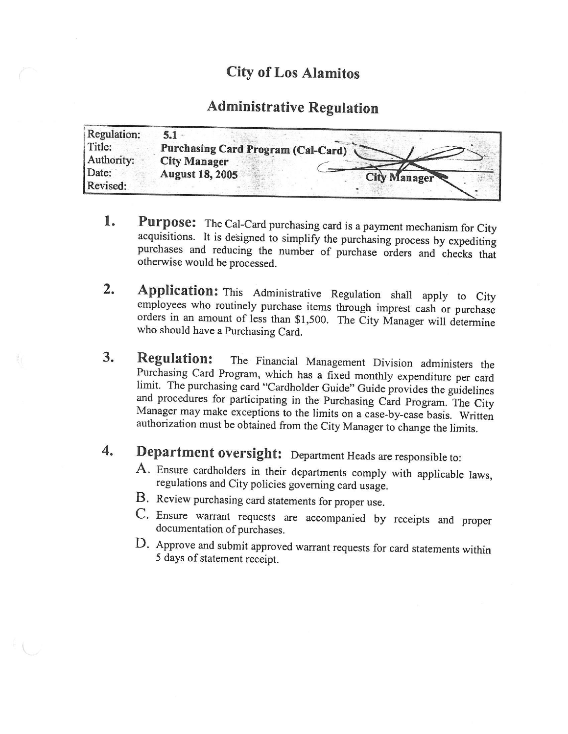# City of Los Alamitos

## Administrative Regulation

| | |
|---|---|
| Regulation: | **5.1** |
| Title: | **Purchasing Card Program (Cal-Card)** |
| Authority: | **City Manager** |
| Date: | **August 18, 2005** |
| Revised: | |

City Manager

1. **Purpose:** The Cal-Card purchasing card is a payment mechanism for City acquisitions. It is designed to simplify the purchasing process by expediting purchases and reducing the number of purchase orders and checks that otherwise would be processed.

2. **Application:** This Administrative Regulation shall apply to City employees who routinely purchase items through imprest cash or purchase orders in an amount of less than $1,500. The City Manager will determine who should have a Purchasing Card.

3. **Regulation:** The Financial Management Division administers the Purchasing Card Program, which has a fixed monthly expenditure per card limit. The purchasing card "Cardholder Guide" Guide provides the guidelines and procedures for participating in the Purchasing Card Program. The City Manager may make exceptions to the limits on a case-by-case basis. Written authorization must be obtained from the City Manager to change the limits.

4. **Department oversight:** Department Heads are responsible to:

   A. Ensure cardholders in their departments comply with applicable laws, regulations and City policies governing card usage.

   B. Review purchasing card statements for proper use.

   C. Ensure warrant requests are accompanied by receipts and proper documentation of purchases.

   D. Approve and submit approved warrant requests for card statements within 5 days of statement receipt.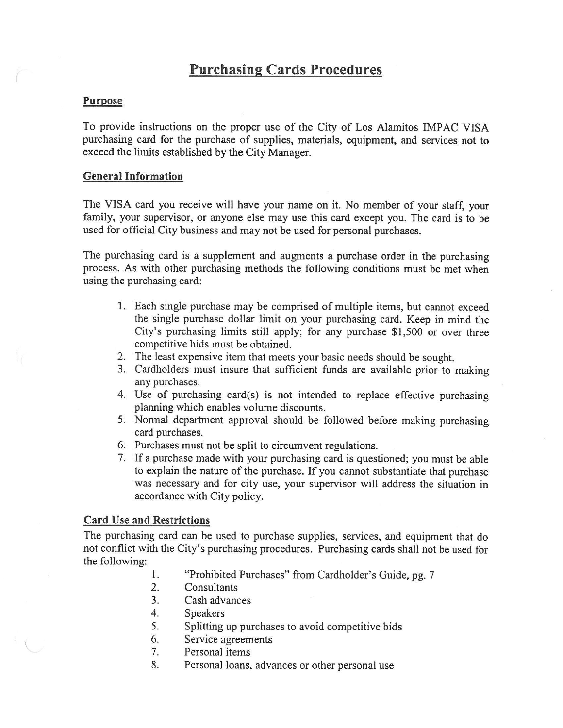# Purchasing Cards Procedures

## Purpose

To provide instructions on the proper use of the City of Los Alamitos IMPAC VISA purchasing card for the purchase of supplies, materials, equipment, and services not to exceed the limits established by the City Manager.

## General Information

The VISA card you receive will have your name on it. No member of your staff, your family, your supervisor, or anyone else may use this card except you. The card is to be used for official City business and may not be used for personal purchases.

The purchasing card is a supplement and augments a purchase order in the purchasing process. As with other purchasing methods the following conditions must be met when using the purchasing card:

1. Each single purchase may be comprised of multiple items, but cannot exceed the single purchase dollar limit on your purchasing card. Keep in mind the City's purchasing limits still apply; for any purchase $1,500 or over three competitive bids must be obtained.
2. The least expensive item that meets your basic needs should be sought.
3. Cardholders must insure that sufficient funds are available prior to making any purchases.
4. Use of purchasing card(s) is not intended to replace effective purchasing planning which enables volume discounts.
5. Normal department approval should be followed before making purchasing card purchases.
6. Purchases must not be split to circumvent regulations.
7. If a purchase made with your purchasing card is questioned; you must be able to explain the nature of the purchase. If you cannot substantiate that purchase was necessary and for city use, your supervisor will address the situation in accordance with City policy.

## Card Use and Restrictions

The purchasing card can be used to purchase supplies, services, and equipment that do not conflict with the City's purchasing procedures. Purchasing cards shall not be used for the following:

1. "Prohibited Purchases" from Cardholder's Guide, pg. 7
2. Consultants
3. Cash advances
4. Speakers
5. Splitting up purchases to avoid competitive bids
6. Service agreements
7. Personal items
8. Personal loans, advances or other personal use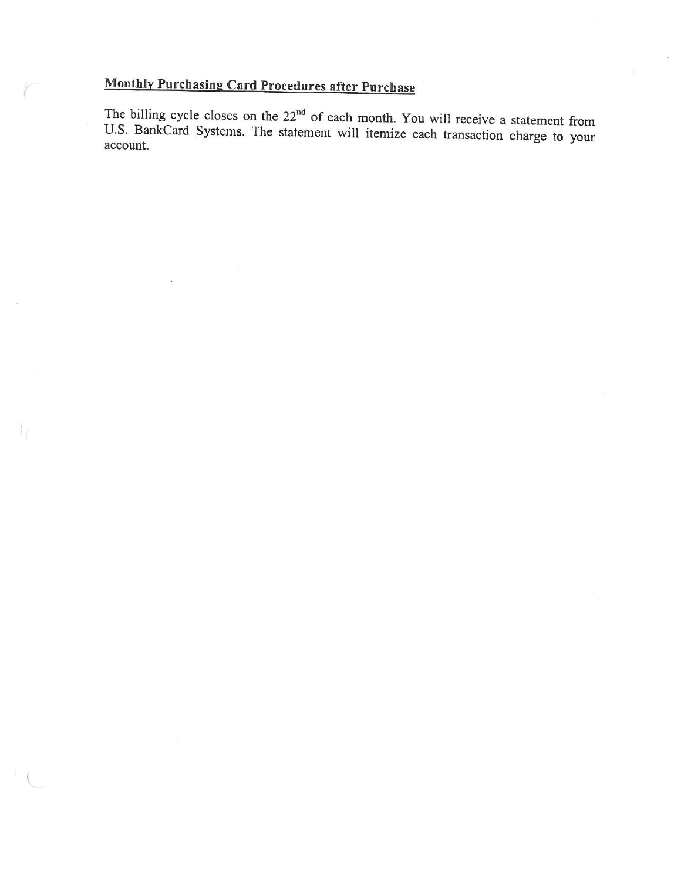## Monthly Purchasing Card Procedures after Purchase

The billing cycle closes on the 22nd of each month. You will receive a statement from U.S. BankCard Systems. The statement will itemize each transaction charge to your account.